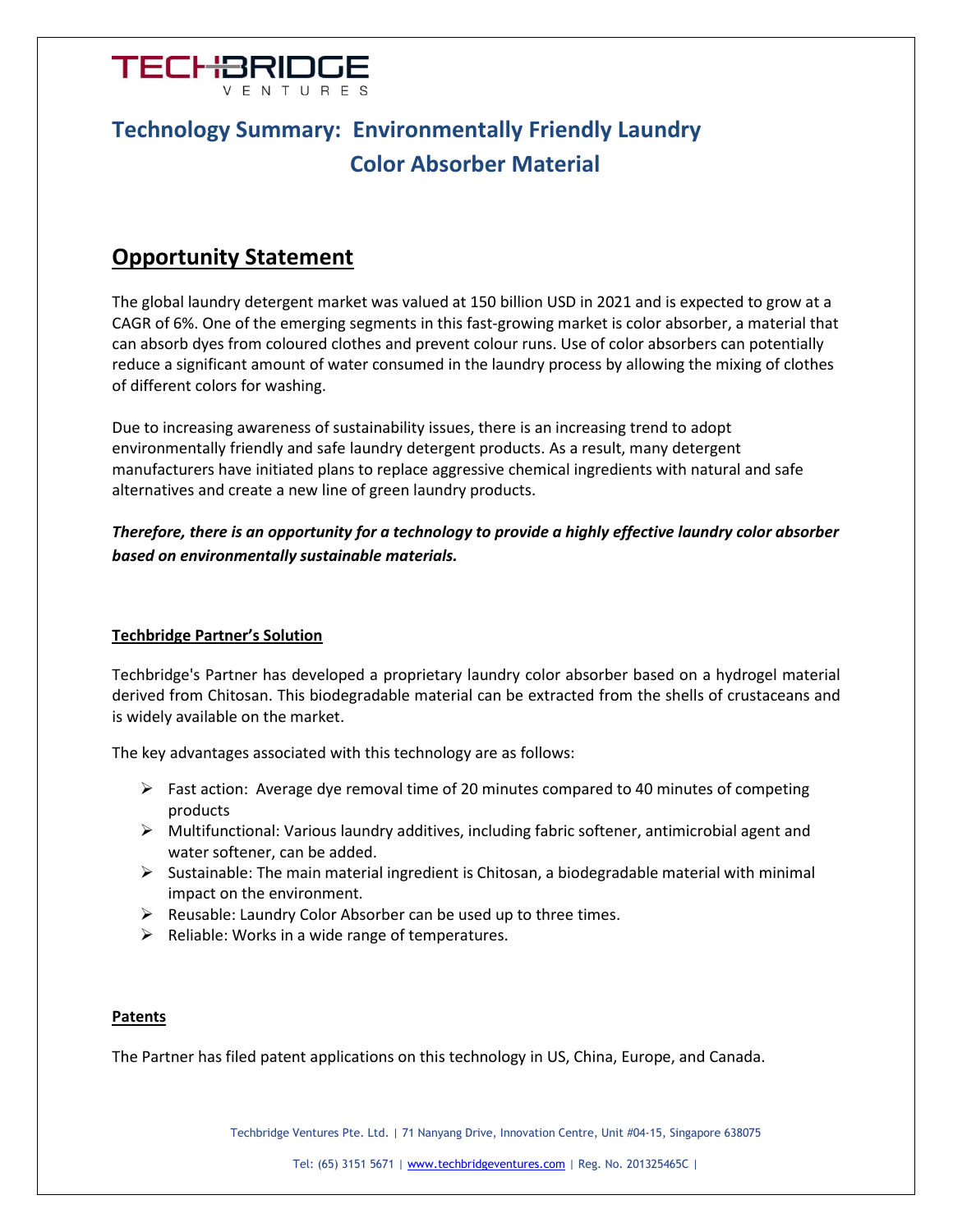TECHBRIDGE
VENTURES

# Technology Summary: Environmentally Friendly Laundry Color Absorber Material

## Opportunity Statement

The global laundry detergent market was valued at 150 billion USD in 2021 and is expected to grow at a CAGR of 6%. One of the emerging segments in this fast-growing market is color absorber, a material that can absorb dyes from coloured clothes and prevent colour runs. Use of color absorbers can potentially reduce a significant amount of water consumed in the laundry process by allowing the mixing of clothes of different colors for washing.

Due to increasing awareness of sustainability issues, there is an increasing trend to adopt environmentally friendly and safe laundry detergent products. As a result, many detergent manufacturers have initiated plans to replace aggressive chemical ingredients with natural and safe alternatives and create a new line of green laundry products.

***Therefore, there is an opportunity for a technology to provide a highly effective laundry color absorber based on environmentally sustainable materials.***

### Techbridge Partner's Solution

Techbridge's Partner has developed a proprietary laundry color absorber based on a hydrogel material derived from Chitosan. This biodegradable material can be extracted from the shells of crustaceans and is widely available on the market.

The key advantages associated with this technology are as follows:

- Fast action: Average dye removal time of 20 minutes compared to 40 minutes of competing products
- Multifunctional: Various laundry additives, including fabric softener, antimicrobial agent and water softener, can be added.
- Sustainable: The main material ingredient is Chitosan, a biodegradable material with minimal impact on the environment.
- Reusable: Laundry Color Absorber can be used up to three times.
- Reliable: Works in a wide range of temperatures.

### Patents

The Partner has filed patent applications on this technology in US, China, Europe, and Canada.

Techbridge Ventures Pte. Ltd. | 71 Nanyang Drive, Innovation Centre, Unit #04-15, Singapore 638075

Tel: (65) 3151 5671 | www.techbridgeventures.com | Reg. No. 201325465C |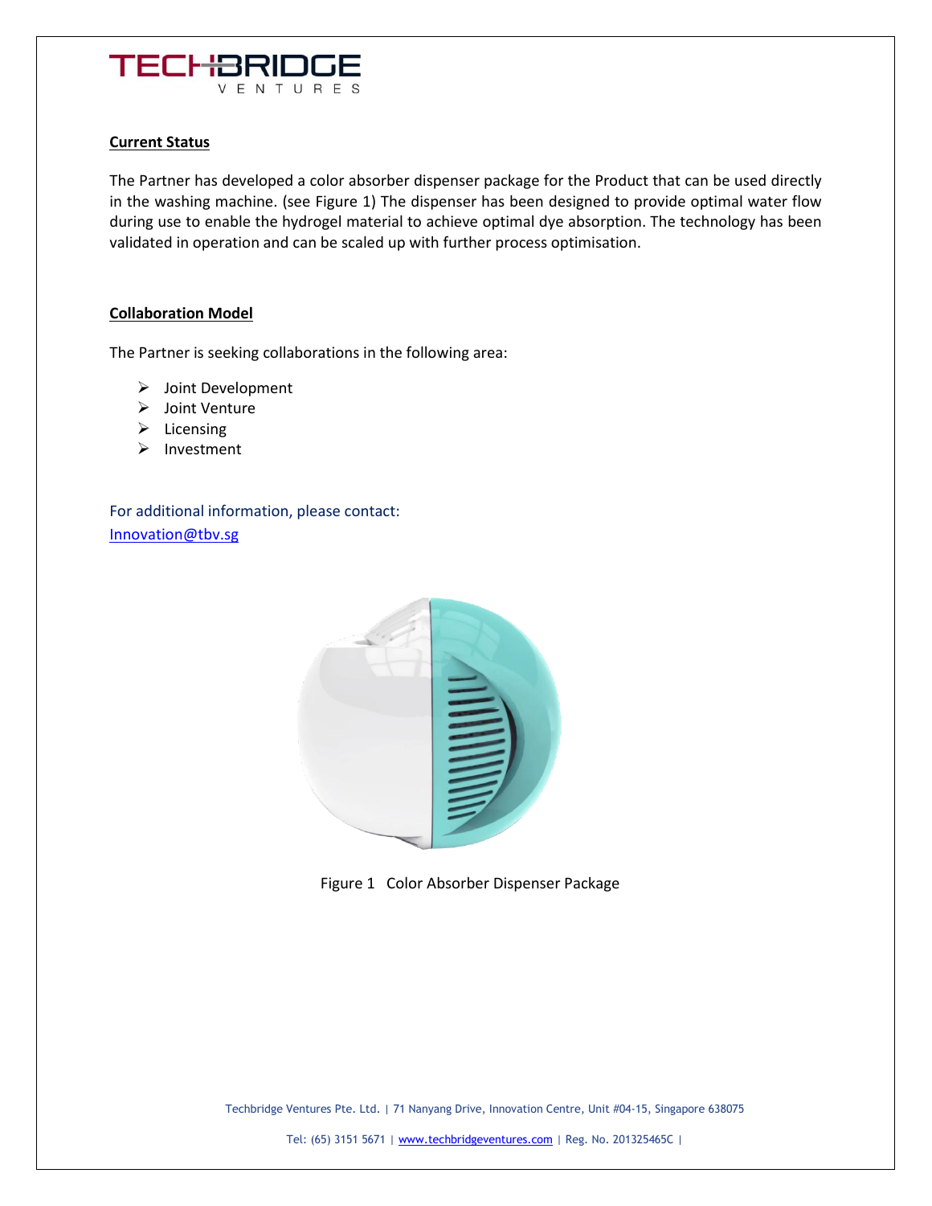**Current Status**

The Partner has developed a color absorber dispenser package for the Product that can be used directly in the washing machine. (see Figure 1) The dispenser has been designed to provide optimal water flow during use to enable the hydrogel material to achieve optimal dye absorption. The technology has been validated in operation and can be scaled up with further process optimisation.

**Collaboration Model**

The Partner is seeking collaborations in the following area:

- Joint Development
- Joint Venture
- Licensing
- Investment

For additional information, please contact:
Innovation@tbv.sg

Figure 1 Color Absorber Dispenser Package